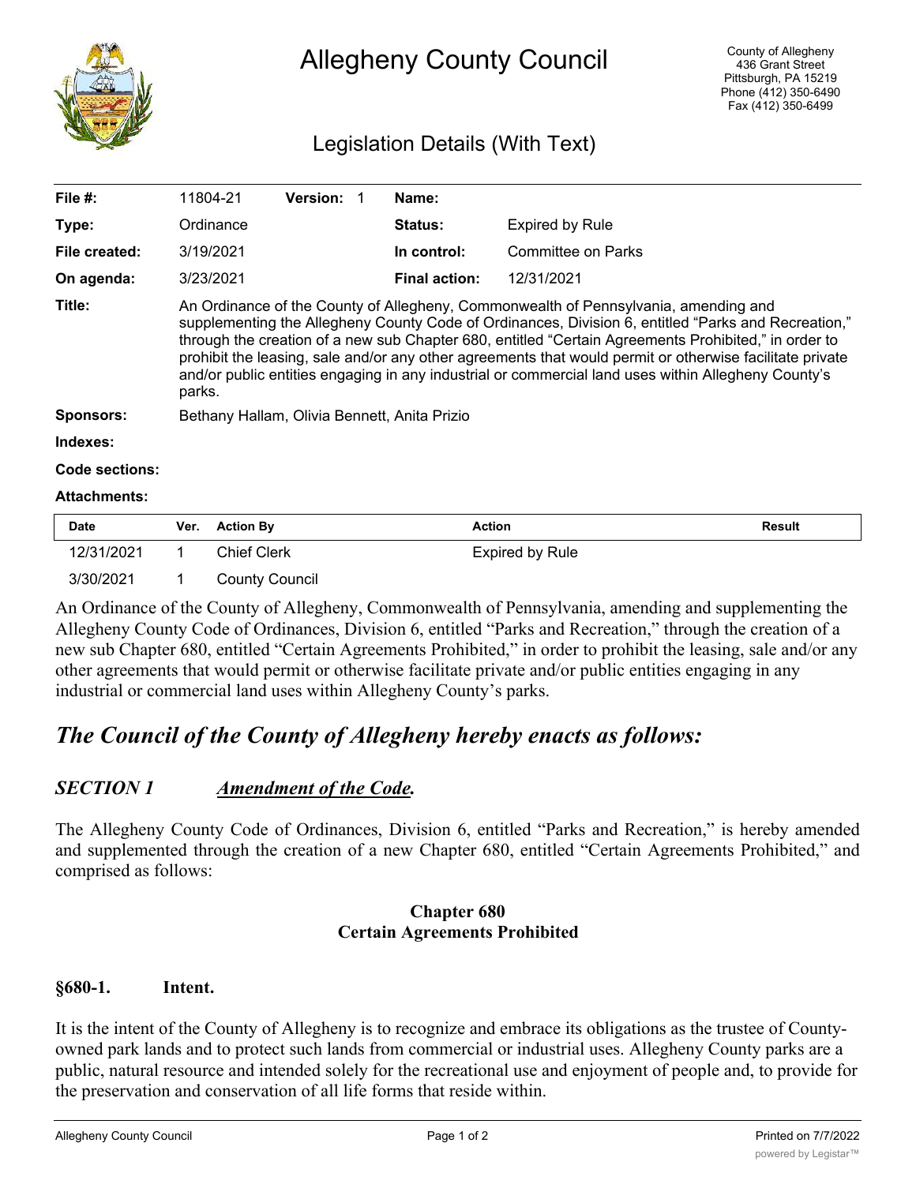# Allegheny County Council

County of Allegheny
436 Grant Street
Pittsburgh, PA 15219
Phone (412) 350-6490
Fax (412) 350-6499

## Legislation Details (With Text)

| | | | |
|---|---|---|---|
| **File #:** | 11804-21 **Version:** 1 | **Name:** | |
| **Type:** | Ordinance | **Status:** | Expired by Rule |
| **File created:** | 3/19/2021 | **In control:** | Committee on Parks |
| **On agenda:** | 3/23/2021 | **Final action:** | 12/31/2021 |

**Title:** An Ordinance of the County of Allegheny, Commonwealth of Pennsylvania, amending and supplementing the Allegheny County Code of Ordinances, Division 6, entitled "Parks and Recreation," through the creation of a new sub Chapter 680, entitled "Certain Agreements Prohibited," in order to prohibit the leasing, sale and/or any other agreements that would permit or otherwise facilitate private and/or public entities engaging in any industrial or commercial land uses within Allegheny County's parks.

**Sponsors:** Bethany Hallam, Olivia Bennett, Anita Prizio

**Indexes:**

**Code sections:**

**Attachments:**

| Date | Ver. | Action By | Action | Result |
|---|---|---|---|---|
| 12/31/2021 | 1 | Chief Clerk | Expired by Rule | |
| 3/30/2021 | 1 | County Council | | |

An Ordinance of the County of Allegheny, Commonwealth of Pennsylvania, amending and supplementing the Allegheny County Code of Ordinances, Division 6, entitled "Parks and Recreation," through the creation of a new sub Chapter 680, entitled "Certain Agreements Prohibited," in order to prohibit the leasing, sale and/or any other agreements that would permit or otherwise facilitate private and/or public entities engaging in any industrial or commercial land uses within Allegheny County's parks.

## *The Council of the County of Allegheny hereby enacts as follows:*

### *SECTION 1 Amendment of the Code.*

The Allegheny County Code of Ordinances, Division 6, entitled "Parks and Recreation," is hereby amended and supplemented through the creation of a new Chapter 680, entitled "Certain Agreements Prohibited," and comprised as follows:

**Chapter 680**
**Certain Agreements Prohibited**

**§680-1. Intent.**

It is the intent of the County of Allegheny is to recognize and embrace its obligations as the trustee of County-owned park lands and to protect such lands from commercial or industrial uses. Allegheny County parks are a public, natural resource and intended solely for the recreational use and enjoyment of people and, to provide for the preservation and conservation of all life forms that reside within.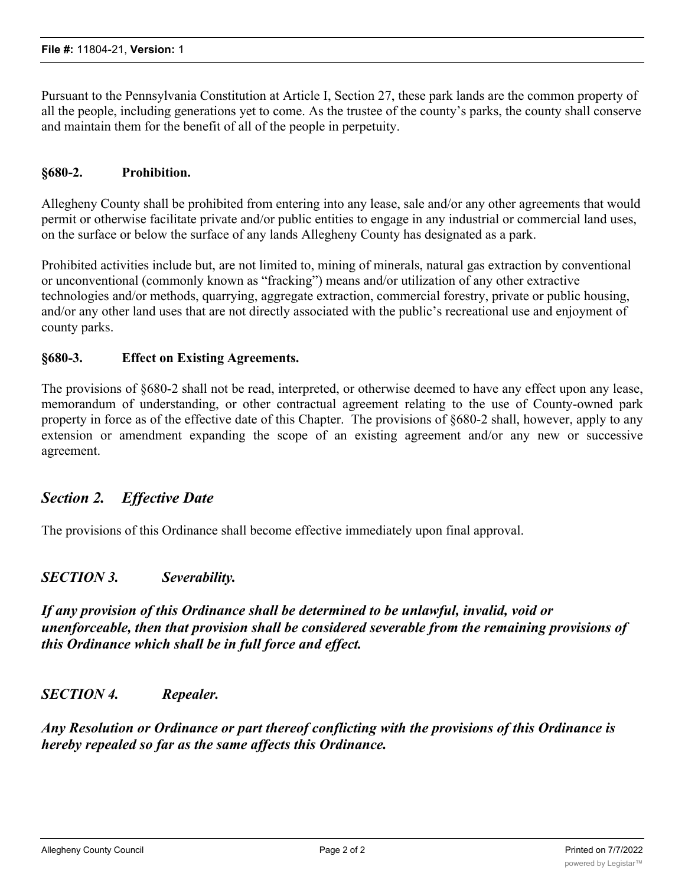Pursuant to the Pennsylvania Constitution at Article I, Section 27, these park lands are the common property of all the people, including generations yet to come. As the trustee of the county's parks, the county shall conserve and maintain them for the benefit of all of the people in perpetuity.

### §680-2. Prohibition.

Allegheny County shall be prohibited from entering into any lease, sale and/or any other agreements that would permit or otherwise facilitate private and/or public entities to engage in any industrial or commercial land uses, on the surface or below the surface of any lands Allegheny County has designated as a park.

Prohibited activities include but, are not limited to, mining of minerals, natural gas extraction by conventional or unconventional (commonly known as "fracking") means and/or utilization of any other extractive technologies and/or methods, quarrying, aggregate extraction, commercial forestry, private or public housing, and/or any other land uses that are not directly associated with the public's recreational use and enjoyment of county parks.

### §680-3. Effect on Existing Agreements.

The provisions of §680-2 shall not be read, interpreted, or otherwise deemed to have any effect upon any lease, memorandum of understanding, or other contractual agreement relating to the use of County-owned park property in force as of the effective date of this Chapter. The provisions of §680-2 shall, however, apply to any extension or amendment expanding the scope of an existing agreement and/or any new or successive agreement.

## *Section 2. Effective Date*

The provisions of this Ordinance shall become effective immediately upon final approval.

### ***SECTION 3. Severability.***

***If any provision of this Ordinance shall be determined to be unlawful, invalid, void or unenforceable, then that provision shall be considered severable from the remaining provisions of this Ordinance which shall be in full force and effect.***

### ***SECTION 4. Repealer.***

***Any Resolution or Ordinance or part thereof conflicting with the provisions of this Ordinance is hereby repealed so far as the same affects this Ordinance.***